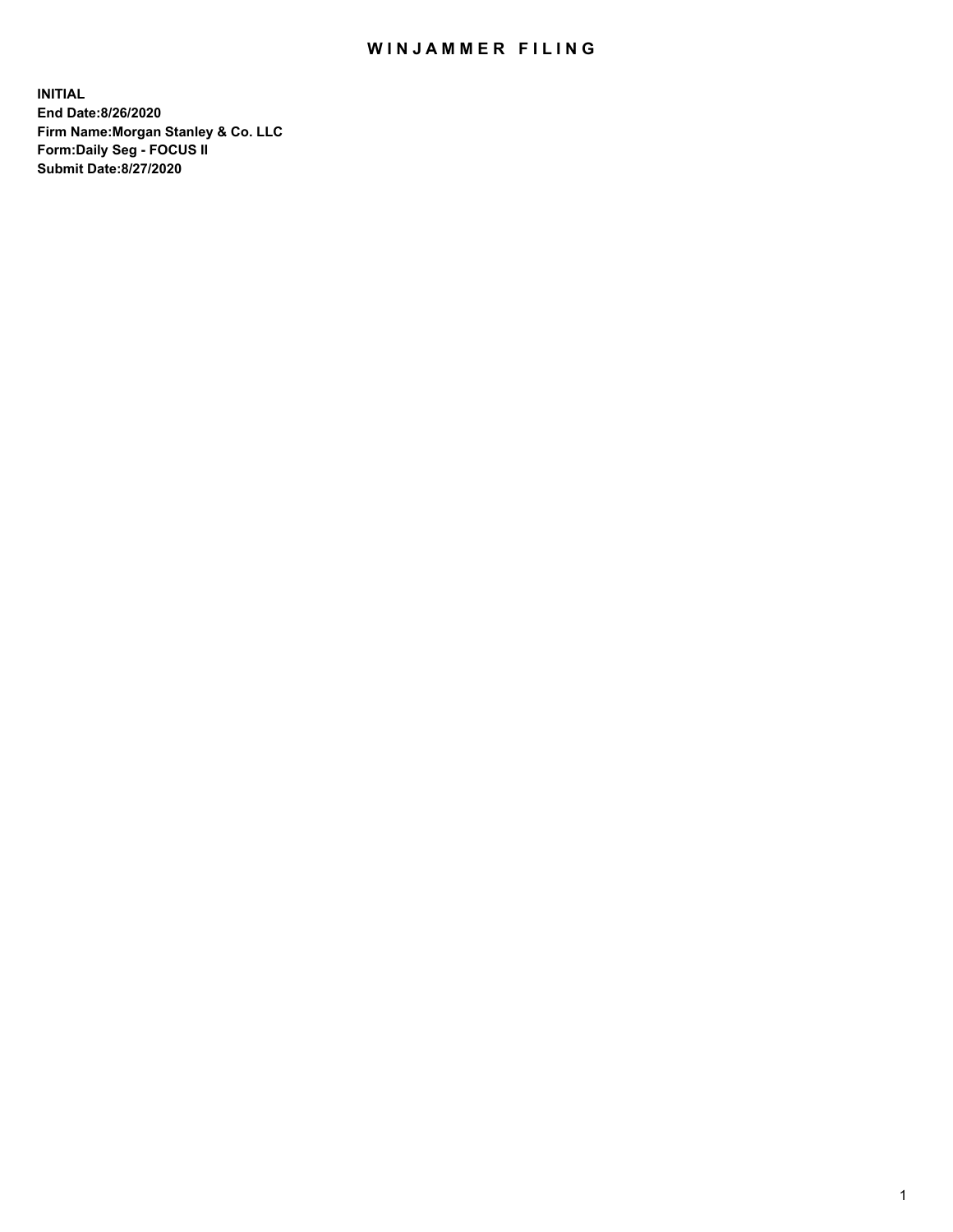# WINJAMMER FILING

**INITIAL**
**End Date:8/26/2020**
**Firm Name:Morgan Stanley & Co. LLC**
**Form:Daily Seg - FOCUS II**
**Submit Date:8/27/2020**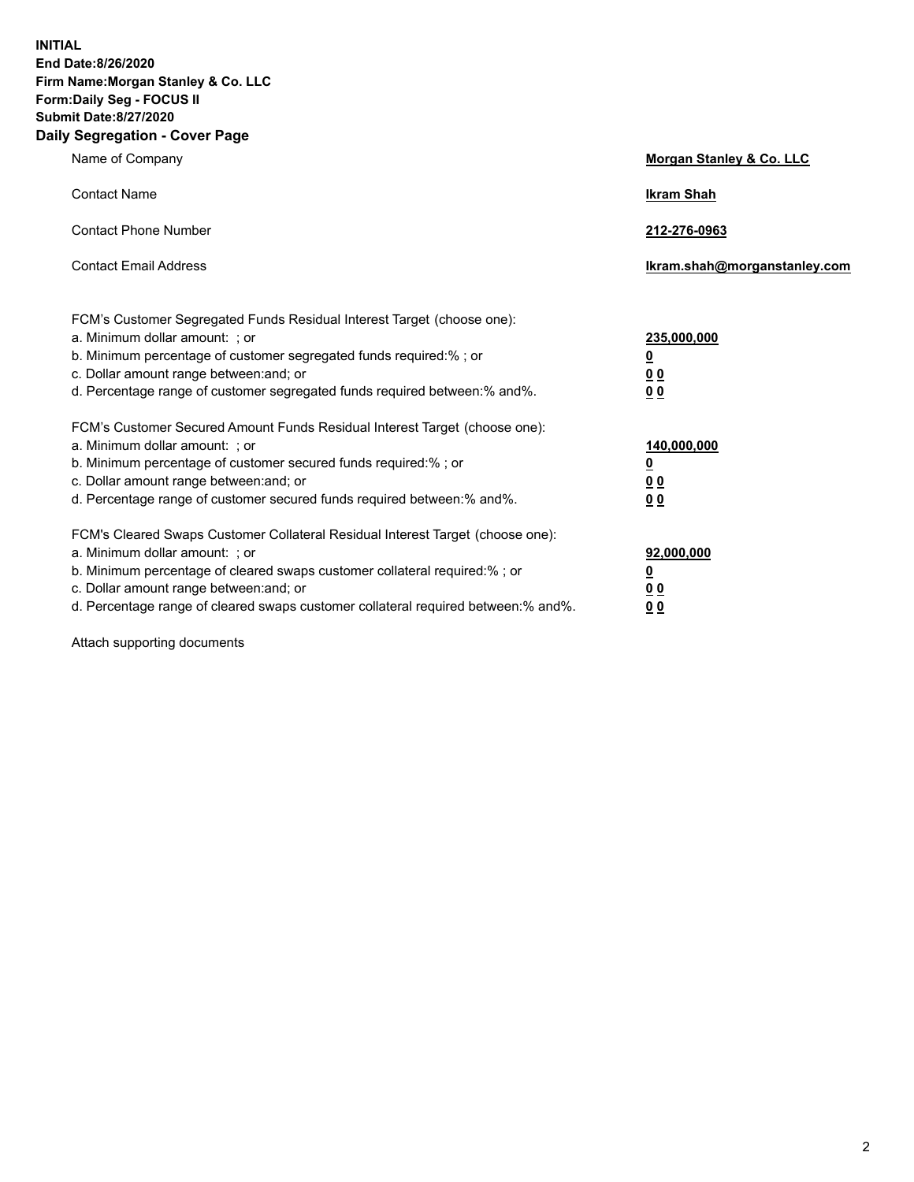**INITIAL**
**End Date:8/26/2020**
**Firm Name:Morgan Stanley & Co. LLC**
**Form:Daily Seg - FOCUS II**
**Submit Date:8/27/2020**
**Daily Segregation - Cover Page**

| | |
|---|---|
| Name of Company | **Morgan Stanley & Co. LLC** |
| Contact Name | **Ikram Shah** |
| Contact Phone Number | **212-276-0963** |
| Contact Email Address | **Ikram.shah@morganstanley.com** |

FCM's Customer Segregated Funds Residual Interest Target (choose one):

| | |
|---|---|
| a. Minimum dollar amount: ; or | **235,000,000** |
| b. Minimum percentage of customer segregated funds required:% ; or | **0** |
| c. Dollar amount range between:and; or | **0 0** |
| d. Percentage range of customer segregated funds required between:% and%. | **0 0** |

FCM's Customer Secured Amount Funds Residual Interest Target (choose one):

| | |
|---|---|
| a. Minimum dollar amount: ; or | **140,000,000** |
| b. Minimum percentage of customer secured funds required:% ; or | **0** |
| c. Dollar amount range between:and; or | **0 0** |
| d. Percentage range of customer secured funds required between:% and%. | **0 0** |

FCM's Cleared Swaps Customer Collateral Residual Interest Target (choose one):

| | |
|---|---|
| a. Minimum dollar amount: ; or | **92,000,000** |
| b. Minimum percentage of cleared swaps customer collateral required:% ; or | **0** |
| c. Dollar amount range between:and; or | **0 0** |
| d. Percentage range of cleared swaps customer collateral required between:% and%. | **0 0** |

Attach supporting documents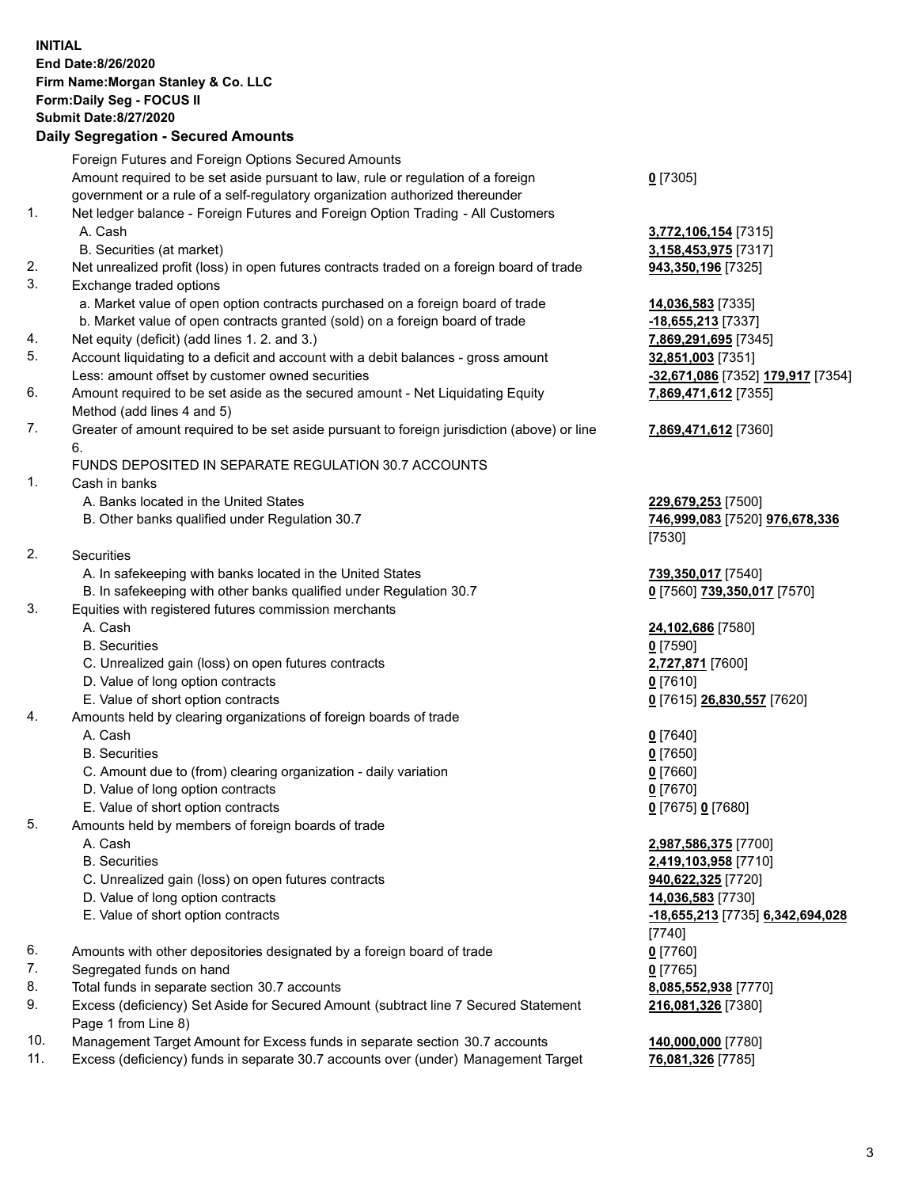**INITIAL**
**End Date:8/26/2020**
**Firm Name:Morgan Stanley & Co. LLC**
**Form:Daily Seg - FOCUS II**
**Submit Date:8/27/2020**

## Daily Segregation - Secured Amounts

| | | |
|---|---|---|
| | Foreign Futures and Foreign Options Secured Amounts | |
| | Amount required to be set aside pursuant to law, rule or regulation of a foreign government or a rule of a self-regulatory organization authorized thereunder | **0** [7305] |
| 1. | Net ledger balance - Foreign Futures and Foreign Option Trading - All Customers | |
| | A. Cash | **3,772,106,154** [7315] |
| | B. Securities (at market) | **3,158,453,975** [7317] |
| 2. | Net unrealized profit (loss) in open futures contracts traded on a foreign board of trade | **943,350,196** [7325] |
| 3. | Exchange traded options | |
| | a. Market value of open option contracts purchased on a foreign board of trade | **14,036,583** [7335] |
| | b. Market value of open contracts granted (sold) on a foreign board of trade | **-18,655,213** [7337] |
| 4. | Net equity (deficit) (add lines 1. 2. and 3.) | **7,869,291,695** [7345] |
| 5. | Account liquidating to a deficit and account with a debit balances - gross amount | **32,851,003** [7351] |
| | Less: amount offset by customer owned securities | **-32,671,086** [7352] **179,917** [7354] |
| 6. | Amount required to be set aside as the secured amount - Net Liquidating Equity Method (add lines 4 and 5) | **7,869,471,612** [7355] |
| 7. | Greater of amount required to be set aside pursuant to foreign jurisdiction (above) or line 6. | **7,869,471,612** [7360] |
| | FUNDS DEPOSITED IN SEPARATE REGULATION 30.7 ACCOUNTS | |
| 1. | Cash in banks | |
| | A. Banks located in the United States | **229,679,253** [7500] |
| | B. Other banks qualified under Regulation 30.7 | **746,999,083** [7520] **976,678,336** [7530] |
| 2. | Securities | |
| | A. In safekeeping with banks located in the United States | **739,350,017** [7540] |
| | B. In safekeeping with other banks qualified under Regulation 30.7 | **0** [7560] **739,350,017** [7570] |
| 3. | Equities with registered futures commission merchants | |
| | A. Cash | **24,102,686** [7580] |
| | B. Securities | **0** [7590] |
| | C. Unrealized gain (loss) on open futures contracts | **2,727,871** [7600] |
| | D. Value of long option contracts | **0** [7610] |
| | E. Value of short option contracts | **0** [7615] **26,830,557** [7620] |
| 4. | Amounts held by clearing organizations of foreign boards of trade | |
| | A. Cash | **0** [7640] |
| | B. Securities | **0** [7650] |
| | C. Amount due to (from) clearing organization - daily variation | **0** [7660] |
| | D. Value of long option contracts | **0** [7670] |
| | E. Value of short option contracts | **0** [7675] **0** [7680] |
| 5. | Amounts held by members of foreign boards of trade | |
| | A. Cash | **2,987,586,375** [7700] |
| | B. Securities | **2,419,103,958** [7710] |
| | C. Unrealized gain (loss) on open futures contracts | **940,622,325** [7720] |
| | D. Value of long option contracts | **14,036,583** [7730] |
| | E. Value of short option contracts | **-18,655,213** [7735] **6,342,694,028** [7740] |
| 6. | Amounts with other depositories designated by a foreign board of trade | **0** [7760] |
| 7. | Segregated funds on hand | **0** [7765] |
| 8. | Total funds in separate section 30.7 accounts | **8,085,552,938** [7770] |
| 9. | Excess (deficiency) Set Aside for Secured Amount (subtract line 7 Secured Statement Page 1 from Line 8) | **216,081,326** [7380] |
| 10. | Management Target Amount for Excess funds in separate section 30.7 accounts | **140,000,000** [7780] |
| 11. | Excess (deficiency) funds in separate 30.7 accounts over (under) Management Target | **76,081,326** [7785] |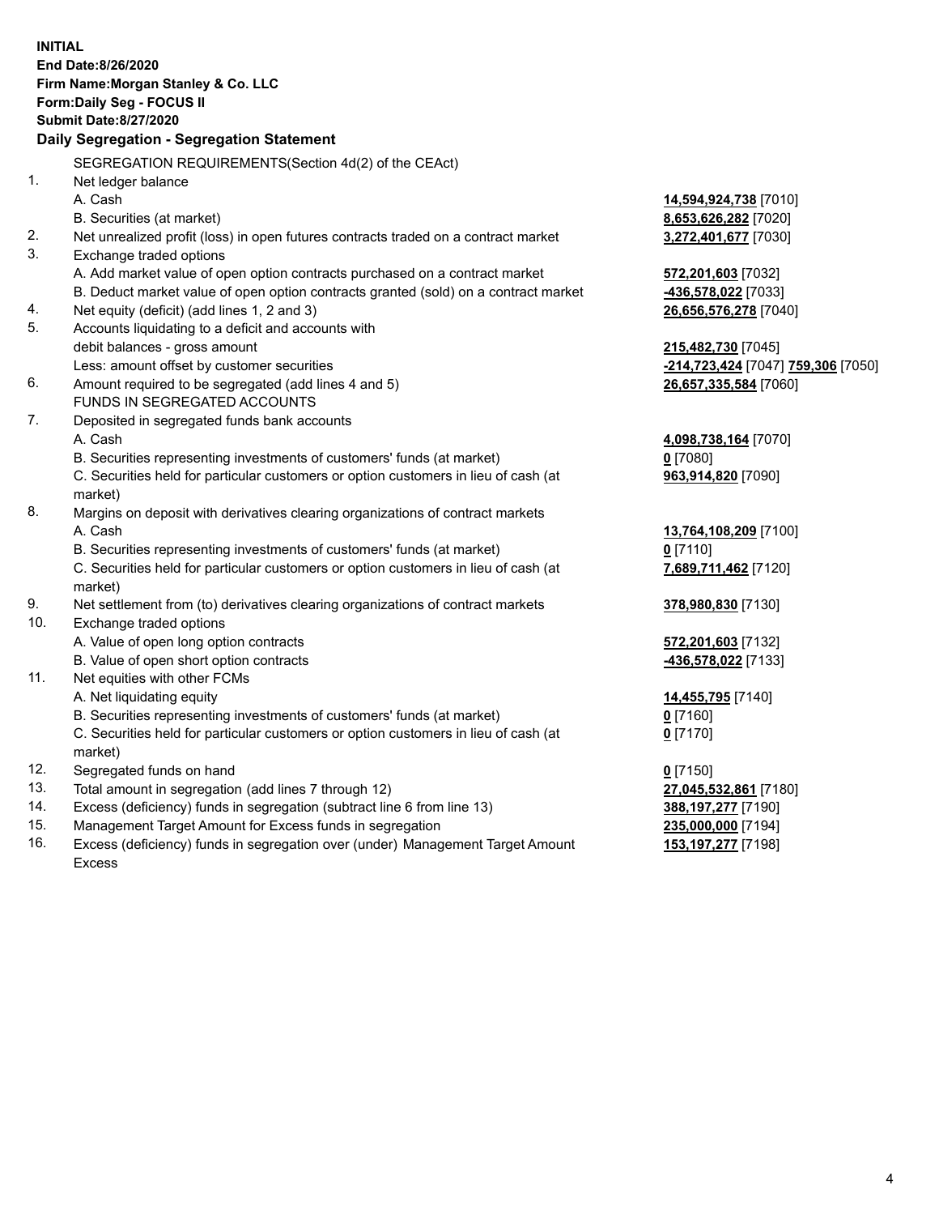**INITIAL**
**End Date:8/26/2020**
**Firm Name:Morgan Stanley & Co. LLC**
**Form:Daily Seg - FOCUS II**
**Submit Date:8/27/2020**

## Daily Segregation - Segregation Statement

| | | |
|---|---|---|
| | SEGREGATION REQUIREMENTS(Section 4d(2) of the CEAct) | |
| 1. | Net ledger balance | |
| | A. Cash | **14,594,924,738** [7010] |
| | B. Securities (at market) | **8,653,626,282** [7020] |
| 2. | Net unrealized profit (loss) in open futures contracts traded on a contract market | **3,272,401,677** [7030] |
| 3. | Exchange traded options | |
| | A. Add market value of open option contracts purchased on a contract market | **572,201,603** [7032] |
| | B. Deduct market value of open option contracts granted (sold) on a contract market | **-436,578,022** [7033] |
| 4. | Net equity (deficit) (add lines 1, 2 and 3) | **26,656,576,278** [7040] |
| 5. | Accounts liquidating to a deficit and accounts with | |
| | debit balances - gross amount | **215,482,730** [7045] |
| | Less: amount offset by customer securities | **-214,723,424** [7047] **759,306** [7050] |
| 6. | Amount required to be segregated (add lines 4 and 5) | **26,657,335,584** [7060] |
| | FUNDS IN SEGREGATED ACCOUNTS | |
| 7. | Deposited in segregated funds bank accounts | |
| | A. Cash | **4,098,738,164** [7070] |
| | B. Securities representing investments of customers' funds (at market) | **0** [7080] |
| | C. Securities held for particular customers or option customers in lieu of cash (at market) | **963,914,820** [7090] |
| 8. | Margins on deposit with derivatives clearing organizations of contract markets | |
| | A. Cash | **13,764,108,209** [7100] |
| | B. Securities representing investments of customers' funds (at market) | **0** [7110] |
| | C. Securities held for particular customers or option customers in lieu of cash (at market) | **7,689,711,462** [7120] |
| 9. | Net settlement from (to) derivatives clearing organizations of contract markets | **378,980,830** [7130] |
| 10. | Exchange traded options | |
| | A. Value of open long option contracts | **572,201,603** [7132] |
| | B. Value of open short option contracts | **-436,578,022** [7133] |
| 11. | Net equities with other FCMs | |
| | A. Net liquidating equity | **14,455,795** [7140] |
| | B. Securities representing investments of customers' funds (at market) | **0** [7160] |
| | C. Securities held for particular customers or option customers in lieu of cash (at market) | **0** [7170] |
| 12. | Segregated funds on hand | **0** [7150] |
| 13. | Total amount in segregation (add lines 7 through 12) | **27,045,532,861** [7180] |
| 14. | Excess (deficiency) funds in segregation (subtract line 6 from line 13) | **388,197,277** [7190] |
| 15. | Management Target Amount for Excess funds in segregation | **235,000,000** [7194] |
| 16. | Excess (deficiency) funds in segregation over (under) Management Target Amount Excess | **153,197,277** [7198] |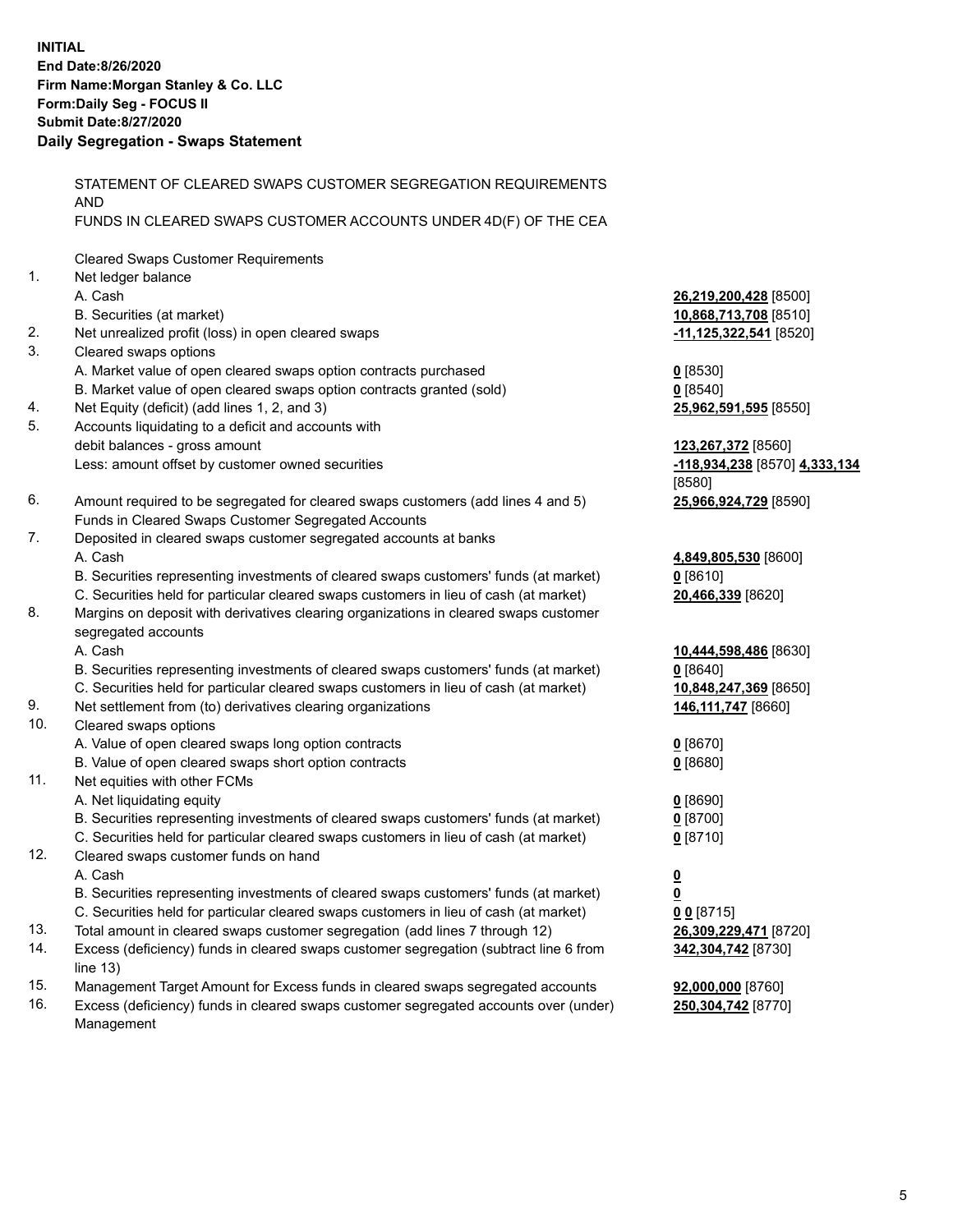**INITIAL**
**End Date:8/26/2020**
**Firm Name:Morgan Stanley & Co. LLC**
**Form:Daily Seg - FOCUS II**
**Submit Date:8/27/2020**
**Daily Segregation - Swaps Statement**

STATEMENT OF CLEARED SWAPS CUSTOMER SEGREGATION REQUIREMENTS AND FUNDS IN CLEARED SWAPS CUSTOMER ACCOUNTS UNDER 4D(F) OF THE CEA

| | | |
|---|---|---|
| | Cleared Swaps Customer Requirements | |
| 1. | Net ledger balance | |
| | A. Cash | **26,219,200,428** [8500] |
| | B. Securities (at market) | **10,868,713,708** [8510] |
| 2. | Net unrealized profit (loss) in open cleared swaps | **-11,125,322,541** [8520] |
| 3. | Cleared swaps options | |
| | A. Market value of open cleared swaps option contracts purchased | **0** [8530] |
| | B. Market value of open cleared swaps option contracts granted (sold) | **0** [8540] |
| 4. | Net Equity (deficit) (add lines 1, 2, and 3) | **25,962,591,595** [8550] |
| 5. | Accounts liquidating to a deficit and accounts with debit balances - gross amount | **123,267,372** [8560] |
| | Less: amount offset by customer owned securities | **-118,934,238** [8570] **4,333,134** [8580] |
| 6. | Amount required to be segregated for cleared swaps customers (add lines 4 and 5) | **25,966,924,729** [8590] |
| | Funds in Cleared Swaps Customer Segregated Accounts | |
| 7. | Deposited in cleared swaps customer segregated accounts at banks | |
| | A. Cash | **4,849,805,530** [8600] |
| | B. Securities representing investments of cleared swaps customers' funds (at market) | **0** [8610] |
| | C. Securities held for particular cleared swaps customers in lieu of cash (at market) | **20,466,339** [8620] |
| 8. | Margins on deposit with derivatives clearing organizations in cleared swaps customer segregated accounts | |
| | A. Cash | **10,444,598,486** [8630] |
| | B. Securities representing investments of cleared swaps customers' funds (at market) | **0** [8640] |
| | C. Securities held for particular cleared swaps customers in lieu of cash (at market) | **10,848,247,369** [8650] |
| 9. | Net settlement from (to) derivatives clearing organizations | **146,111,747** [8660] |
| 10. | Cleared swaps options | |
| | A. Value of open cleared swaps long option contracts | **0** [8670] |
| | B. Value of open cleared swaps short option contracts | **0** [8680] |
| 11. | Net equities with other FCMs | |
| | A. Net liquidating equity | **0** [8690] |
| | B. Securities representing investments of cleared swaps customers' funds (at market) | **0** [8700] |
| | C. Securities held for particular cleared swaps customers in lieu of cash (at market) | **0** [8710] |
| 12. | Cleared swaps customer funds on hand | |
| | A. Cash | **0** |
| | B. Securities representing investments of cleared swaps customers' funds (at market) | **0** |
| | C. Securities held for particular cleared swaps customers in lieu of cash (at market) | **0** **0** [8715] |
| 13. | Total amount in cleared swaps customer segregation (add lines 7 through 12) | **26,309,229,471** [8720] |
| 14. | Excess (deficiency) funds in cleared swaps customer segregation (subtract line 6 from line 13) | **342,304,742** [8730] |
| 15. | Management Target Amount for Excess funds in cleared swaps segregated accounts | **92,000,000** [8760] |
| 16. | Excess (deficiency) funds in cleared swaps customer segregated accounts over (under) Management | **250,304,742** [8770] |